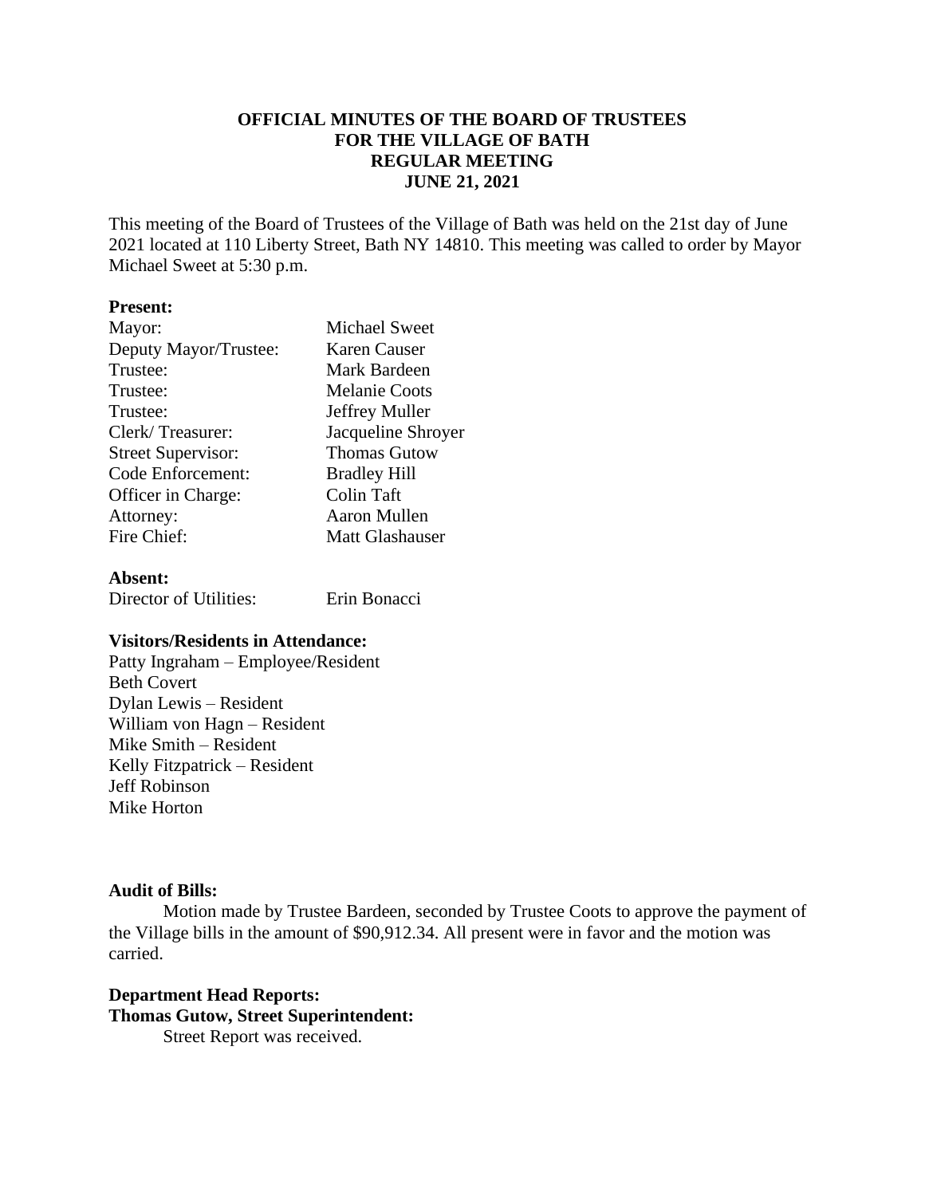**OFFICIAL MINUTES OF THE BOARD OF TRUSTEES**
**FOR THE VILLAGE OF BATH**
**REGULAR MEETING**
**JUNE 21, 2021**

This meeting of the Board of Trustees of the Village of Bath was held on the 21st day of June 2021 located at 110 Liberty Street, Bath NY 14810. This meeting was called to order by Mayor Michael Sweet at 5:30 p.m.

**Present:**

| | |
|---|---|
| Mayor: | Michael Sweet |
| Deputy Mayor/Trustee: | Karen Causer |
| Trustee: | Mark Bardeen |
| Trustee: | Melanie Coots |
| Trustee: | Jeffrey Muller |
| Clerk/ Treasurer: | Jacqueline Shroyer |
| Street Supervisor: | Thomas Gutow |
| Code Enforcement: | Bradley Hill |
| Officer in Charge: | Colin Taft |
| Attorney: | Aaron Mullen |
| Fire Chief: | Matt Glashauser |

**Absent:**

| | |
|---|---|
| Director of Utilities: | Erin Bonacci |

**Visitors/Residents in Attendance:**

Patty Ingraham – Employee/Resident
Beth Covert
Dylan Lewis – Resident
William von Hagn – Resident
Mike Smith – Resident
Kelly Fitzpatrick – Resident
Jeff Robinson
Mike Horton

**Audit of Bills:**

Motion made by Trustee Bardeen, seconded by Trustee Coots to approve the payment of the Village bills in the amount of $90,912.34. All present were in favor and the motion was carried.

**Department Head Reports:**

**Thomas Gutow, Street Superintendent:**

Street Report was received.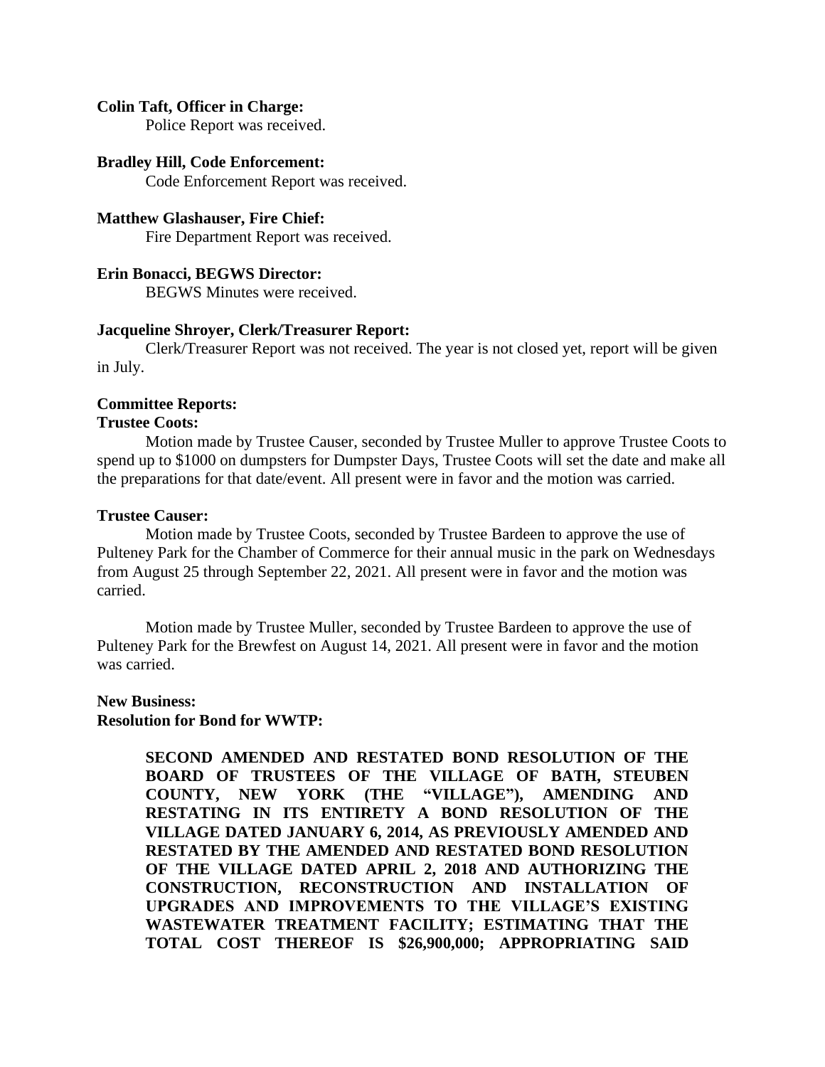**Colin Taft, Officer in Charge:**

Police Report was received.

**Bradley Hill, Code Enforcement:**

Code Enforcement Report was received.

**Matthew Glashauser, Fire Chief:**

Fire Department Report was received.

**Erin Bonacci, BEGWS Director:**

BEGWS Minutes were received.

**Jacqueline Shroyer, Clerk/Treasurer Report:**

Clerk/Treasurer Report was not received. The year is not closed yet, report will be given in July.

**Committee Reports:**

**Trustee Coots:**

Motion made by Trustee Causer, seconded by Trustee Muller to approve Trustee Coots to spend up to $1000 on dumpsters for Dumpster Days, Trustee Coots will set the date and make all the preparations for that date/event. All present were in favor and the motion was carried.

**Trustee Causer:**

Motion made by Trustee Coots, seconded by Trustee Bardeen to approve the use of Pulteney Park for the Chamber of Commerce for their annual music in the park on Wednesdays from August 25 through September 22, 2021. All present were in favor and the motion was carried.

Motion made by Trustee Muller, seconded by Trustee Bardeen to approve the use of Pulteney Park for the Brewfest on August 14, 2021. All present were in favor and the motion was carried.

**New Business:**

**Resolution for Bond for WWTP:**

**SECOND AMENDED AND RESTATED BOND RESOLUTION OF THE BOARD OF TRUSTEES OF THE VILLAGE OF BATH, STEUBEN COUNTY, NEW YORK (THE "VILLAGE"), AMENDING AND RESTATING IN ITS ENTIRETY A BOND RESOLUTION OF THE VILLAGE DATED JANUARY 6, 2014, AS PREVIOUSLY AMENDED AND RESTATED BY THE AMENDED AND RESTATED BOND RESOLUTION OF THE VILLAGE DATED APRIL 2, 2018 AND AUTHORIZING THE CONSTRUCTION, RECONSTRUCTION AND INSTALLATION OF UPGRADES AND IMPROVEMENTS TO THE VILLAGE'S EXISTING WASTEWATER TREATMENT FACILITY; ESTIMATING THAT THE TOTAL COST THEREOF IS $26,900,000; APPROPRIATING SAID**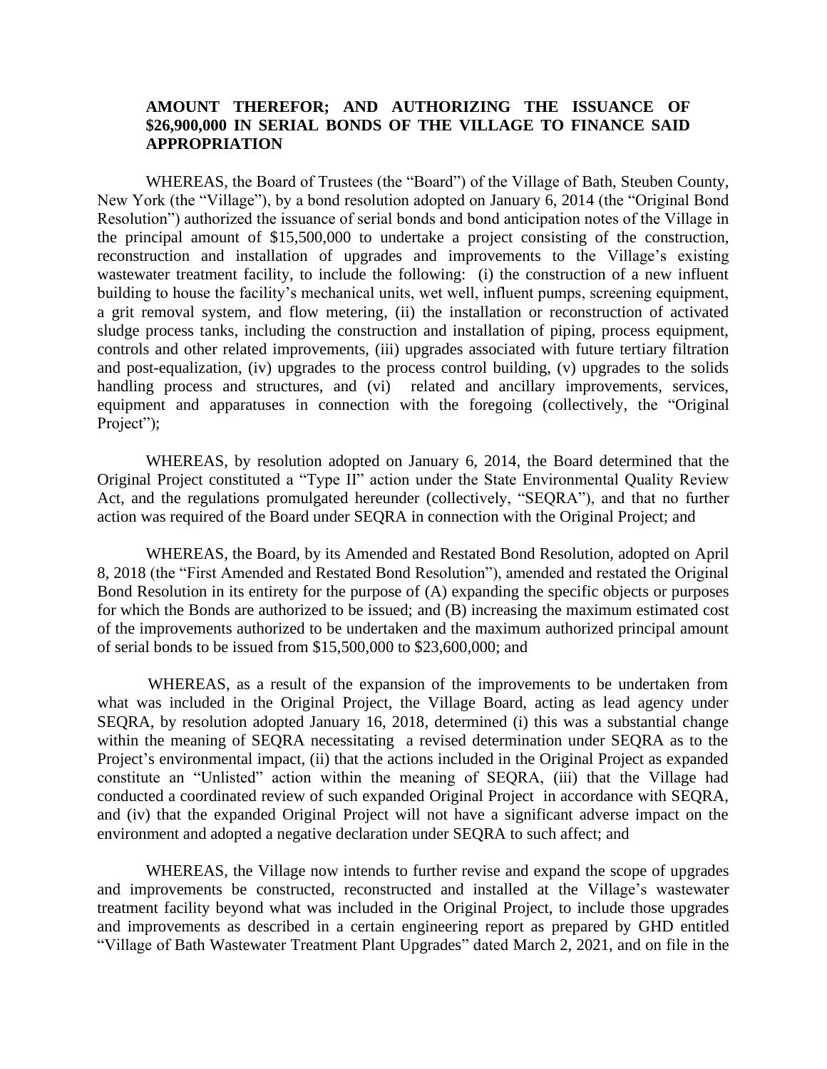**AMOUNT THEREFOR; AND AUTHORIZING THE ISSUANCE OF $26,900,000 IN SERIAL BONDS OF THE VILLAGE TO FINANCE SAID APPROPRIATION**

WHEREAS, the Board of Trustees (the "Board") of the Village of Bath, Steuben County, New York (the "Village"), by a bond resolution adopted on January 6, 2014 (the "Original Bond Resolution") authorized the issuance of serial bonds and bond anticipation notes of the Village in the principal amount of $15,500,000 to undertake a project consisting of the construction, reconstruction and installation of upgrades and improvements to the Village's existing wastewater treatment facility, to include the following: (i) the construction of a new influent building to house the facility's mechanical units, wet well, influent pumps, screening equipment, a grit removal system, and flow metering, (ii) the installation or reconstruction of activated sludge process tanks, including the construction and installation of piping, process equipment, controls and other related improvements, (iii) upgrades associated with future tertiary filtration and post-equalization, (iv) upgrades to the process control building, (v) upgrades to the solids handling process and structures, and (vi) related and ancillary improvements, services, equipment and apparatuses in connection with the foregoing (collectively, the "Original Project");

WHEREAS, by resolution adopted on January 6, 2014, the Board determined that the Original Project constituted a "Type II" action under the State Environmental Quality Review Act, and the regulations promulgated hereunder (collectively, "SEQRA"), and that no further action was required of the Board under SEQRA in connection with the Original Project; and

WHEREAS, the Board, by its Amended and Restated Bond Resolution, adopted on April 8, 2018 (the "First Amended and Restated Bond Resolution"), amended and restated the Original Bond Resolution in its entirety for the purpose of (A) expanding the specific objects or purposes for which the Bonds are authorized to be issued; and (B) increasing the maximum estimated cost of the improvements authorized to be undertaken and the maximum authorized principal amount of serial bonds to be issued from $15,500,000 to $23,600,000; and

WHEREAS, as a result of the expansion of the improvements to be undertaken from what was included in the Original Project, the Village Board, acting as lead agency under SEQRA, by resolution adopted January 16, 2018, determined (i) this was a substantial change within the meaning of SEQRA necessitating a revised determination under SEQRA as to the Project's environmental impact, (ii) that the actions included in the Original Project as expanded constitute an "Unlisted" action within the meaning of SEQRA, (iii) that the Village had conducted a coordinated review of such expanded Original Project in accordance with SEQRA, and (iv) that the expanded Original Project will not have a significant adverse impact on the environment and adopted a negative declaration under SEQRA to such affect; and

WHEREAS, the Village now intends to further revise and expand the scope of upgrades and improvements be constructed, reconstructed and installed at the Village's wastewater treatment facility beyond what was included in the Original Project, to include those upgrades and improvements as described in a certain engineering report as prepared by GHD entitled "Village of Bath Wastewater Treatment Plant Upgrades" dated March 2, 2021, and on file in the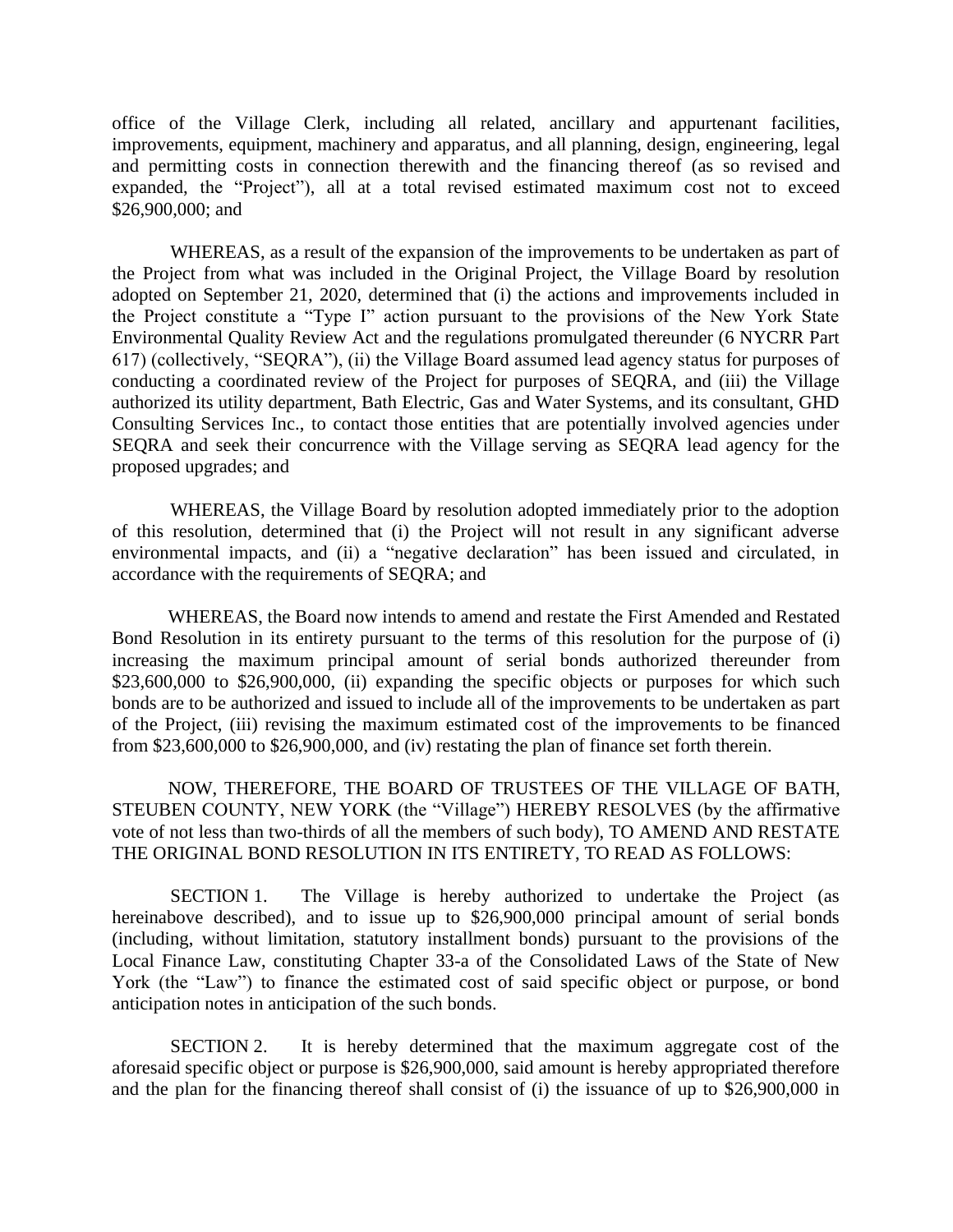office of the Village Clerk, including all related, ancillary and appurtenant facilities, improvements, equipment, machinery and apparatus, and all planning, design, engineering, legal and permitting costs in connection therewith and the financing thereof (as so revised and expanded, the "Project"), all at a total revised estimated maximum cost not to exceed $26,900,000; and

WHEREAS, as a result of the expansion of the improvements to be undertaken as part of the Project from what was included in the Original Project, the Village Board by resolution adopted on September 21, 2020, determined that (i) the actions and improvements included in the Project constitute a "Type I" action pursuant to the provisions of the New York State Environmental Quality Review Act and the regulations promulgated thereunder (6 NYCRR Part 617) (collectively, "SEQRA"), (ii) the Village Board assumed lead agency status for purposes of conducting a coordinated review of the Project for purposes of SEQRA, and (iii) the Village authorized its utility department, Bath Electric, Gas and Water Systems, and its consultant, GHD Consulting Services Inc., to contact those entities that are potentially involved agencies under SEQRA and seek their concurrence with the Village serving as SEQRA lead agency for the proposed upgrades; and

WHEREAS, the Village Board by resolution adopted immediately prior to the adoption of this resolution, determined that (i) the Project will not result in any significant adverse environmental impacts, and (ii) a "negative declaration" has been issued and circulated, in accordance with the requirements of SEQRA; and

WHEREAS, the Board now intends to amend and restate the First Amended and Restated Bond Resolution in its entirety pursuant to the terms of this resolution for the purpose of (i) increasing the maximum principal amount of serial bonds authorized thereunder from $23,600,000 to $26,900,000, (ii) expanding the specific objects or purposes for which such bonds are to be authorized and issued to include all of the improvements to be undertaken as part of the Project, (iii) revising the maximum estimated cost of the improvements to be financed from $23,600,000 to $26,900,000, and (iv) restating the plan of finance set forth therein.

NOW, THEREFORE, THE BOARD OF TRUSTEES OF THE VILLAGE OF BATH, STEUBEN COUNTY, NEW YORK (the "Village") HEREBY RESOLVES (by the affirmative vote of not less than two-thirds of all the members of such body), TO AMEND AND RESTATE THE ORIGINAL BOND RESOLUTION IN ITS ENTIRETY, TO READ AS FOLLOWS:

SECTION 1. The Village is hereby authorized to undertake the Project (as hereinabove described), and to issue up to $26,900,000 principal amount of serial bonds (including, without limitation, statutory installment bonds) pursuant to the provisions of the Local Finance Law, constituting Chapter 33-a of the Consolidated Laws of the State of New York (the "Law") to finance the estimated cost of said specific object or purpose, or bond anticipation notes in anticipation of the such bonds.

SECTION 2. It is hereby determined that the maximum aggregate cost of the aforesaid specific object or purpose is $26,900,000, said amount is hereby appropriated therefore and the plan for the financing thereof shall consist of (i) the issuance of up to $26,900,000 in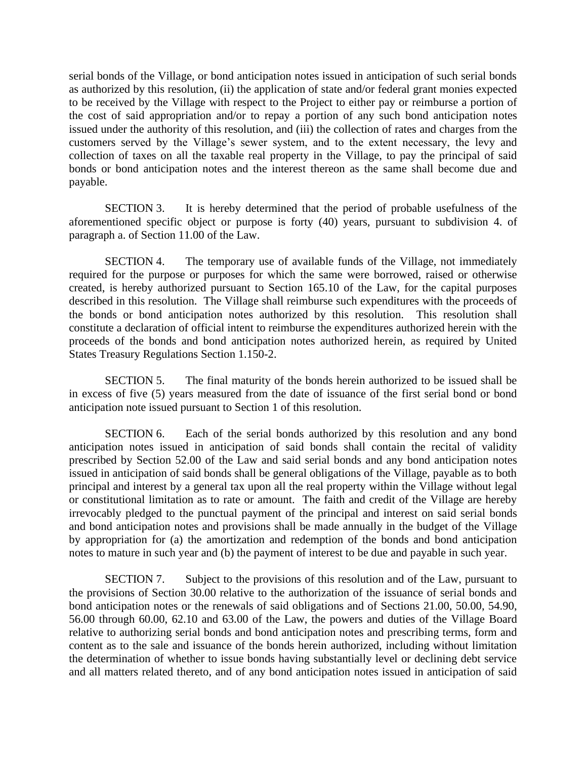serial bonds of the Village, or bond anticipation notes issued in anticipation of such serial bonds as authorized by this resolution, (ii) the application of state and/or federal grant monies expected to be received by the Village with respect to the Project to either pay or reimburse a portion of the cost of said appropriation and/or to repay a portion of any such bond anticipation notes issued under the authority of this resolution, and (iii) the collection of rates and charges from the customers served by the Village's sewer system, and to the extent necessary, the levy and collection of taxes on all the taxable real property in the Village, to pay the principal of said bonds or bond anticipation notes and the interest thereon as the same shall become due and payable.

SECTION 3. It is hereby determined that the period of probable usefulness of the aforementioned specific object or purpose is forty (40) years, pursuant to subdivision 4. of paragraph a. of Section 11.00 of the Law.

SECTION 4. The temporary use of available funds of the Village, not immediately required for the purpose or purposes for which the same were borrowed, raised or otherwise created, is hereby authorized pursuant to Section 165.10 of the Law, for the capital purposes described in this resolution. The Village shall reimburse such expenditures with the proceeds of the bonds or bond anticipation notes authorized by this resolution. This resolution shall constitute a declaration of official intent to reimburse the expenditures authorized herein with the proceeds of the bonds and bond anticipation notes authorized herein, as required by United States Treasury Regulations Section 1.150-2.

SECTION 5. The final maturity of the bonds herein authorized to be issued shall be in excess of five (5) years measured from the date of issuance of the first serial bond or bond anticipation note issued pursuant to Section 1 of this resolution.

SECTION 6. Each of the serial bonds authorized by this resolution and any bond anticipation notes issued in anticipation of said bonds shall contain the recital of validity prescribed by Section 52.00 of the Law and said serial bonds and any bond anticipation notes issued in anticipation of said bonds shall be general obligations of the Village, payable as to both principal and interest by a general tax upon all the real property within the Village without legal or constitutional limitation as to rate or amount. The faith and credit of the Village are hereby irrevocably pledged to the punctual payment of the principal and interest on said serial bonds and bond anticipation notes and provisions shall be made annually in the budget of the Village by appropriation for (a) the amortization and redemption of the bonds and bond anticipation notes to mature in such year and (b) the payment of interest to be due and payable in such year.

SECTION 7. Subject to the provisions of this resolution and of the Law, pursuant to the provisions of Section 30.00 relative to the authorization of the issuance of serial bonds and bond anticipation notes or the renewals of said obligations and of Sections 21.00, 50.00, 54.90, 56.00 through 60.00, 62.10 and 63.00 of the Law, the powers and duties of the Village Board relative to authorizing serial bonds and bond anticipation notes and prescribing terms, form and content as to the sale and issuance of the bonds herein authorized, including without limitation the determination of whether to issue bonds having substantially level or declining debt service and all matters related thereto, and of any bond anticipation notes issued in anticipation of said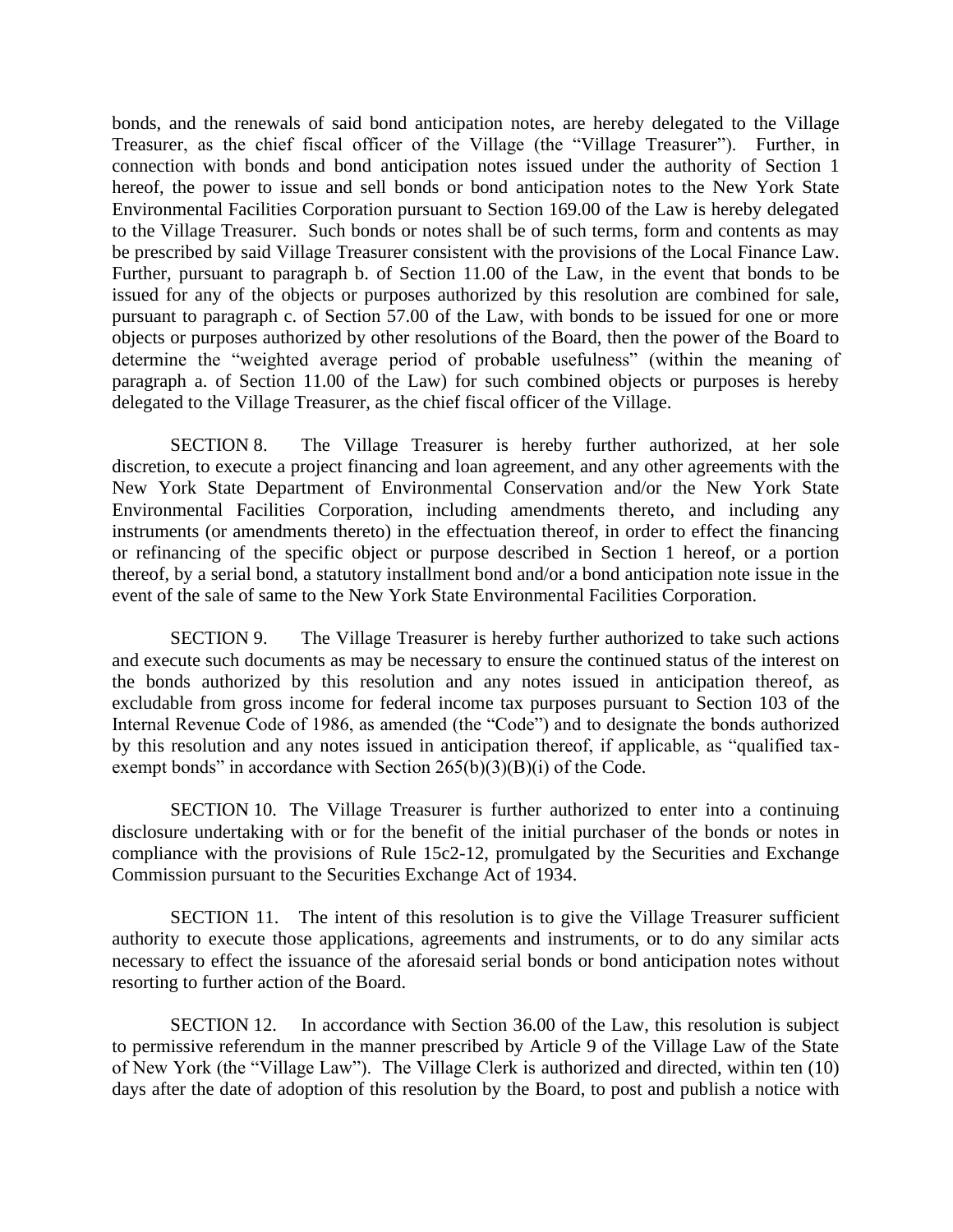bonds, and the renewals of said bond anticipation notes, are hereby delegated to the Village Treasurer, as the chief fiscal officer of the Village (the "Village Treasurer"). Further, in connection with bonds and bond anticipation notes issued under the authority of Section 1 hereof, the power to issue and sell bonds or bond anticipation notes to the New York State Environmental Facilities Corporation pursuant to Section 169.00 of the Law is hereby delegated to the Village Treasurer. Such bonds or notes shall be of such terms, form and contents as may be prescribed by said Village Treasurer consistent with the provisions of the Local Finance Law. Further, pursuant to paragraph b. of Section 11.00 of the Law, in the event that bonds to be issued for any of the objects or purposes authorized by this resolution are combined for sale, pursuant to paragraph c. of Section 57.00 of the Law, with bonds to be issued for one or more objects or purposes authorized by other resolutions of the Board, then the power of the Board to determine the "weighted average period of probable usefulness" (within the meaning of paragraph a. of Section 11.00 of the Law) for such combined objects or purposes is hereby delegated to the Village Treasurer, as the chief fiscal officer of the Village.

SECTION 8. The Village Treasurer is hereby further authorized, at her sole discretion, to execute a project financing and loan agreement, and any other agreements with the New York State Department of Environmental Conservation and/or the New York State Environmental Facilities Corporation, including amendments thereto, and including any instruments (or amendments thereto) in the effectuation thereof, in order to effect the financing or refinancing of the specific object or purpose described in Section 1 hereof, or a portion thereof, by a serial bond, a statutory installment bond and/or a bond anticipation note issue in the event of the sale of same to the New York State Environmental Facilities Corporation.

SECTION 9. The Village Treasurer is hereby further authorized to take such actions and execute such documents as may be necessary to ensure the continued status of the interest on the bonds authorized by this resolution and any notes issued in anticipation thereof, as excludable from gross income for federal income tax purposes pursuant to Section 103 of the Internal Revenue Code of 1986, as amended (the "Code") and to designate the bonds authorized by this resolution and any notes issued in anticipation thereof, if applicable, as "qualified tax-exempt bonds" in accordance with Section 265(b)(3)(B)(i) of the Code.

SECTION 10. The Village Treasurer is further authorized to enter into a continuing disclosure undertaking with or for the benefit of the initial purchaser of the bonds or notes in compliance with the provisions of Rule 15c2-12, promulgated by the Securities and Exchange Commission pursuant to the Securities Exchange Act of 1934.

SECTION 11. The intent of this resolution is to give the Village Treasurer sufficient authority to execute those applications, agreements and instruments, or to do any similar acts necessary to effect the issuance of the aforesaid serial bonds or bond anticipation notes without resorting to further action of the Board.

SECTION 12. In accordance with Section 36.00 of the Law, this resolution is subject to permissive referendum in the manner prescribed by Article 9 of the Village Law of the State of New York (the "Village Law"). The Village Clerk is authorized and directed, within ten (10) days after the date of adoption of this resolution by the Board, to post and publish a notice with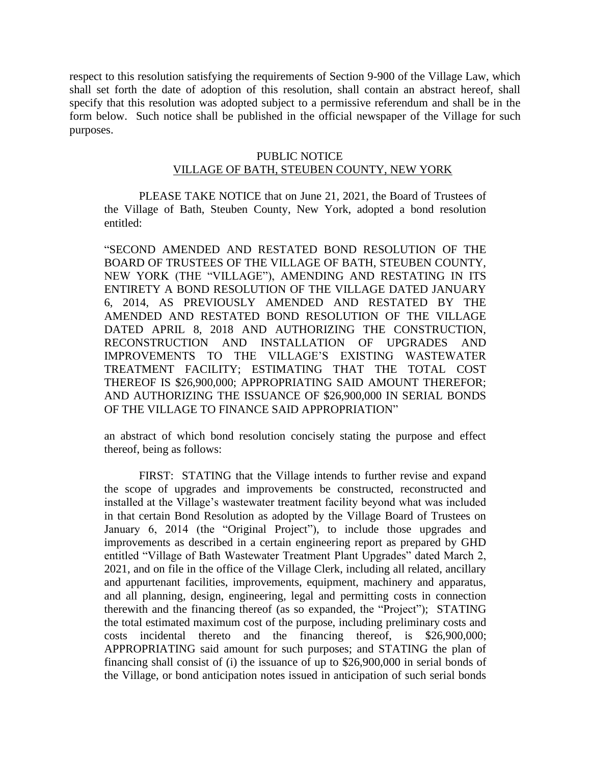respect to this resolution satisfying the requirements of Section 9-900 of the Village Law, which shall set forth the date of adoption of this resolution, shall contain an abstract hereof, shall specify that this resolution was adopted subject to a permissive referendum and shall be in the form below. Such notice shall be published in the official newspaper of the Village for such purposes.

PUBLIC NOTICE
VILLAGE OF BATH, STEUBEN COUNTY, NEW YORK

PLEASE TAKE NOTICE that on June 21, 2021, the Board of Trustees of the Village of Bath, Steuben County, New York, adopted a bond resolution entitled:

"SECOND AMENDED AND RESTATED BOND RESOLUTION OF THE BOARD OF TRUSTEES OF THE VILLAGE OF BATH, STEUBEN COUNTY, NEW YORK (THE "VILLAGE"), AMENDING AND RESTATING IN ITS ENTIRETY A BOND RESOLUTION OF THE VILLAGE DATED JANUARY 6, 2014, AS PREVIOUSLY AMENDED AND RESTATED BY THE AMENDED AND RESTATED BOND RESOLUTION OF THE VILLAGE DATED APRIL 8, 2018 AND AUTHORIZING THE CONSTRUCTION, RECONSTRUCTION AND INSTALLATION OF UPGRADES AND IMPROVEMENTS TO THE VILLAGE'S EXISTING WASTEWATER TREATMENT FACILITY; ESTIMATING THAT THE TOTAL COST THEREOF IS $26,900,000; APPROPRIATING SAID AMOUNT THEREFOR; AND AUTHORIZING THE ISSUANCE OF $26,900,000 IN SERIAL BONDS OF THE VILLAGE TO FINANCE SAID APPROPRIATION"

an abstract of which bond resolution concisely stating the purpose and effect thereof, being as follows:

FIRST: STATING that the Village intends to further revise and expand the scope of upgrades and improvements be constructed, reconstructed and installed at the Village's wastewater treatment facility beyond what was included in that certain Bond Resolution as adopted by the Village Board of Trustees on January 6, 2014 (the "Original Project"), to include those upgrades and improvements as described in a certain engineering report as prepared by GHD entitled "Village of Bath Wastewater Treatment Plant Upgrades" dated March 2, 2021, and on file in the office of the Village Clerk, including all related, ancillary and appurtenant facilities, improvements, equipment, machinery and apparatus, and all planning, design, engineering, legal and permitting costs in connection therewith and the financing thereof (as so expanded, the "Project"); STATING the total estimated maximum cost of the purpose, including preliminary costs and costs incidental thereto and the financing thereof, is $26,900,000; APPROPRIATING said amount for such purposes; and STATING the plan of financing shall consist of (i) the issuance of up to $26,900,000 in serial bonds of the Village, or bond anticipation notes issued in anticipation of such serial bonds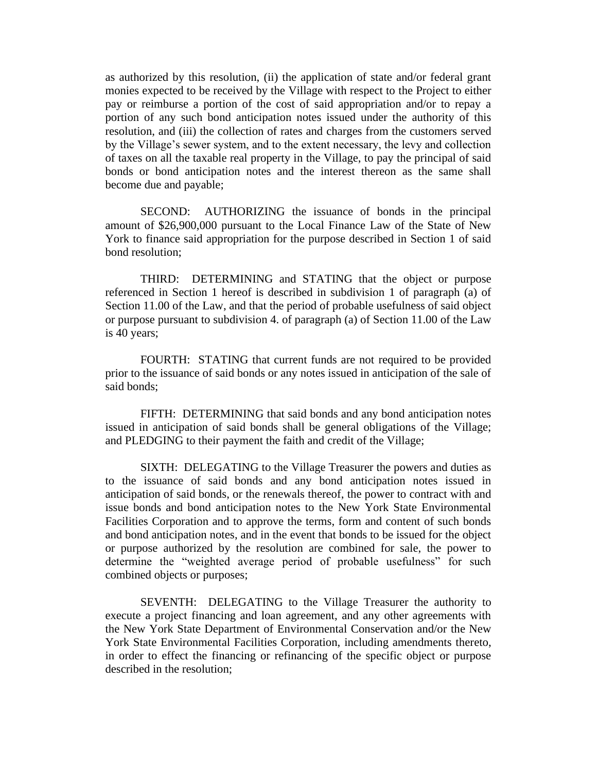as authorized by this resolution, (ii) the application of state and/or federal grant monies expected to be received by the Village with respect to the Project to either pay or reimburse a portion of the cost of said appropriation and/or to repay a portion of any such bond anticipation notes issued under the authority of this resolution, and (iii) the collection of rates and charges from the customers served by the Village's sewer system, and to the extent necessary, the levy and collection of taxes on all the taxable real property in the Village, to pay the principal of said bonds or bond anticipation notes and the interest thereon as the same shall become due and payable;

SECOND: AUTHORIZING the issuance of bonds in the principal amount of $26,900,000 pursuant to the Local Finance Law of the State of New York to finance said appropriation for the purpose described in Section 1 of said bond resolution;

THIRD: DETERMINING and STATING that the object or purpose referenced in Section 1 hereof is described in subdivision 1 of paragraph (a) of Section 11.00 of the Law, and that the period of probable usefulness of said object or purpose pursuant to subdivision 4. of paragraph (a) of Section 11.00 of the Law is 40 years;

FOURTH: STATING that current funds are not required to be provided prior to the issuance of said bonds or any notes issued in anticipation of the sale of said bonds;

FIFTH: DETERMINING that said bonds and any bond anticipation notes issued in anticipation of said bonds shall be general obligations of the Village; and PLEDGING to their payment the faith and credit of the Village;

SIXTH: DELEGATING to the Village Treasurer the powers and duties as to the issuance of said bonds and any bond anticipation notes issued in anticipation of said bonds, or the renewals thereof, the power to contract with and issue bonds and bond anticipation notes to the New York State Environmental Facilities Corporation and to approve the terms, form and content of such bonds and bond anticipation notes, and in the event that bonds to be issued for the object or purpose authorized by the resolution are combined for sale, the power to determine the "weighted average period of probable usefulness" for such combined objects or purposes;

SEVENTH: DELEGATING to the Village Treasurer the authority to execute a project financing and loan agreement, and any other agreements with the New York State Department of Environmental Conservation and/or the New York State Environmental Facilities Corporation, including amendments thereto, in order to effect the financing or refinancing of the specific object or purpose described in the resolution;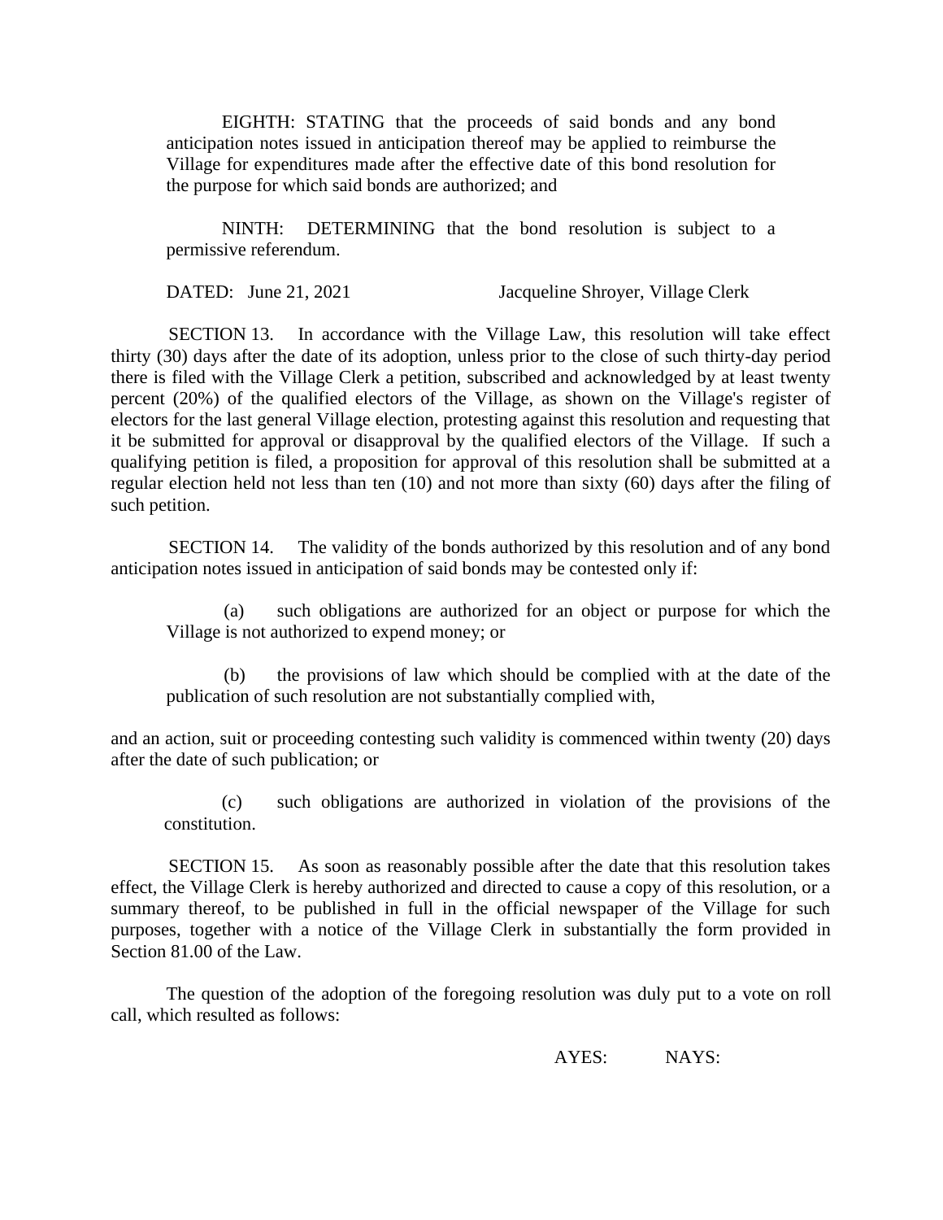EIGHTH: STATING that the proceeds of said bonds and any bond anticipation notes issued in anticipation thereof may be applied to reimburse the Village for expenditures made after the effective date of this bond resolution for the purpose for which said bonds are authorized; and

NINTH: DETERMINING that the bond resolution is subject to a permissive referendum.

DATED: June 21, 2021 Jacqueline Shroyer, Village Clerk

SECTION 13. In accordance with the Village Law, this resolution will take effect thirty (30) days after the date of its adoption, unless prior to the close of such thirty-day period there is filed with the Village Clerk a petition, subscribed and acknowledged by at least twenty percent (20%) of the qualified electors of the Village, as shown on the Village's register of electors for the last general Village election, protesting against this resolution and requesting that it be submitted for approval or disapproval by the qualified electors of the Village. If such a qualifying petition is filed, a proposition for approval of this resolution shall be submitted at a regular election held not less than ten (10) and not more than sixty (60) days after the filing of such petition.

SECTION 14. The validity of the bonds authorized by this resolution and of any bond anticipation notes issued in anticipation of said bonds may be contested only if:

(a) such obligations are authorized for an object or purpose for which the Village is not authorized to expend money; or

(b) the provisions of law which should be complied with at the date of the publication of such resolution are not substantially complied with,

and an action, suit or proceeding contesting such validity is commenced within twenty (20) days after the date of such publication; or

(c) such obligations are authorized in violation of the provisions of the constitution.

SECTION 15. As soon as reasonably possible after the date that this resolution takes effect, the Village Clerk is hereby authorized and directed to cause a copy of this resolution, or a summary thereof, to be published in full in the official newspaper of the Village for such purposes, together with a notice of the Village Clerk in substantially the form provided in Section 81.00 of the Law.

The question of the adoption of the foregoing resolution was duly put to a vote on roll call, which resulted as follows:

AYES: NAYS: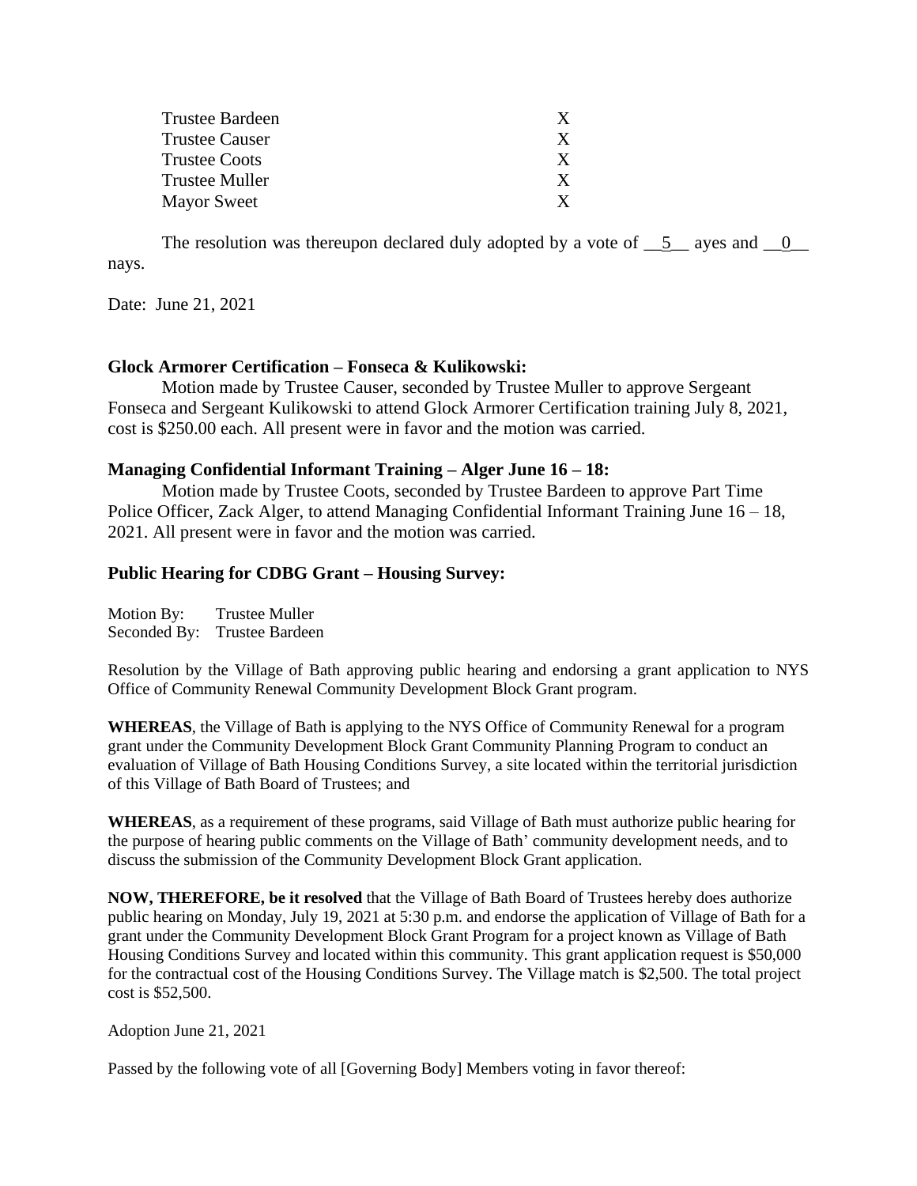| | |
|---|---|
| Trustee Bardeen | X |
| Trustee Causer | X |
| Trustee Coots | X |
| Trustee Muller | X |
| Mayor Sweet | X |

The resolution was thereupon declared duly adopted by a vote of __5__ ayes and __0__ nays.

Date: June 21, 2021

**Glock Armorer Certification – Fonseca & Kulikowski:**

Motion made by Trustee Causer, seconded by Trustee Muller to approve Sergeant Fonseca and Sergeant Kulikowski to attend Glock Armorer Certification training July 8, 2021, cost is $250.00 each. All present were in favor and the motion was carried.

**Managing Confidential Informant Training – Alger June 16 – 18:**

Motion made by Trustee Coots, seconded by Trustee Bardeen to approve Part Time Police Officer, Zack Alger, to attend Managing Confidential Informant Training June 16 – 18, 2021. All present were in favor and the motion was carried.

**Public Hearing for CDBG Grant – Housing Survey:**

Motion By: Trustee Muller
Seconded By: Trustee Bardeen

Resolution by the Village of Bath approving public hearing and endorsing a grant application to NYS Office of Community Renewal Community Development Block Grant program.

**WHEREAS**, the Village of Bath is applying to the NYS Office of Community Renewal for a program grant under the Community Development Block Grant Community Planning Program to conduct an evaluation of Village of Bath Housing Conditions Survey, a site located within the territorial jurisdiction of this Village of Bath Board of Trustees; and

**WHEREAS**, as a requirement of these programs, said Village of Bath must authorize public hearing for the purpose of hearing public comments on the Village of Bath' community development needs, and to discuss the submission of the Community Development Block Grant application.

**NOW, THEREFORE, be it resolved** that the Village of Bath Board of Trustees hereby does authorize public hearing on Monday, July 19, 2021 at 5:30 p.m. and endorse the application of Village of Bath for a grant under the Community Development Block Grant Program for a project known as Village of Bath Housing Conditions Survey and located within this community. This grant application request is $50,000 for the contractual cost of the Housing Conditions Survey. The Village match is $2,500. The total project cost is $52,500.

Adoption June 21, 2021

Passed by the following vote of all [Governing Body] Members voting in favor thereof: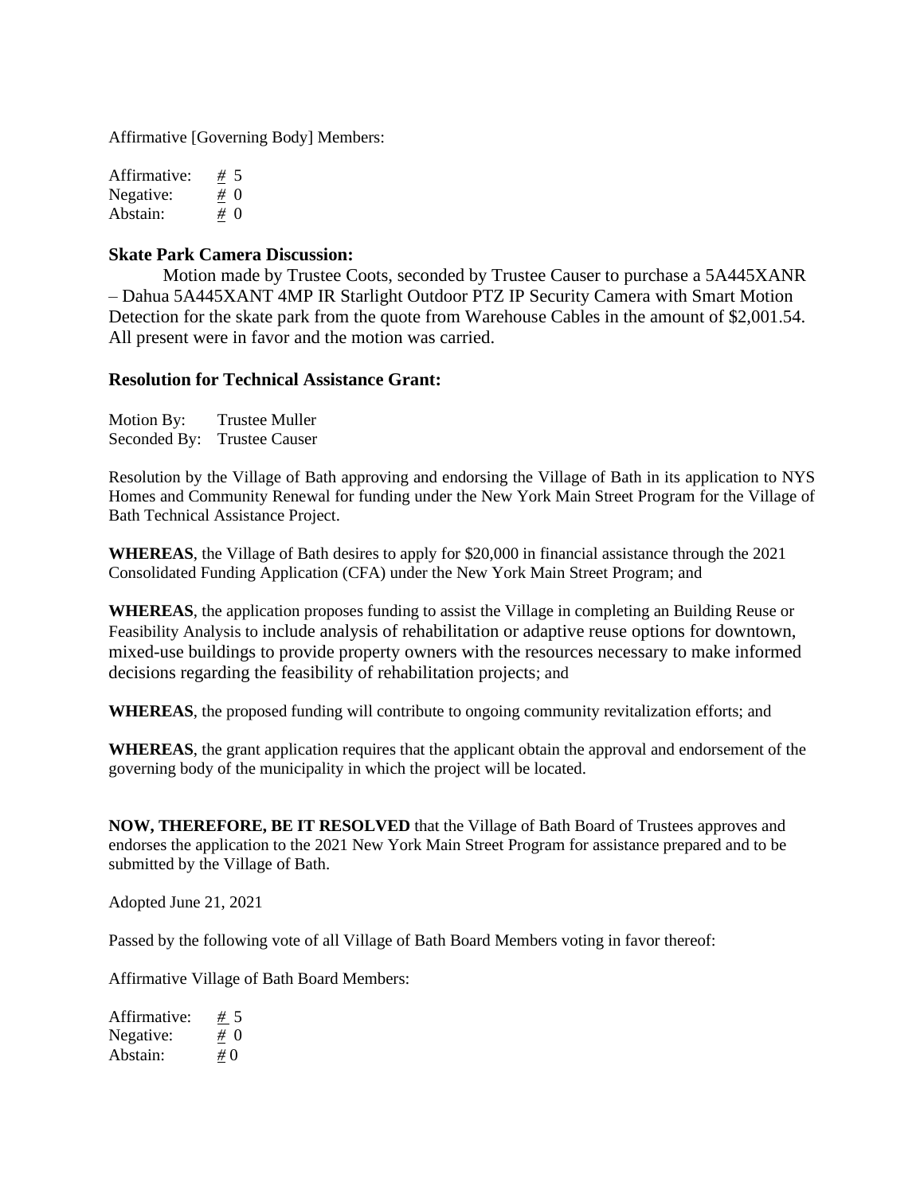Affirmative [Governing Body] Members:

Affirmative: # 5
Negative: # 0
Abstain: # 0

**Skate Park Camera Discussion:**

Motion made by Trustee Coots, seconded by Trustee Causer to purchase a 5A445XANR – Dahua 5A445XANT 4MP IR Starlight Outdoor PTZ IP Security Camera with Smart Motion Detection for the skate park from the quote from Warehouse Cables in the amount of $2,001.54. All present were in favor and the motion was carried.

**Resolution for Technical Assistance Grant:**

Motion By: Trustee Muller
Seconded By: Trustee Causer

Resolution by the Village of Bath approving and endorsing the Village of Bath in its application to NYS Homes and Community Renewal for funding under the New York Main Street Program for the Village of Bath Technical Assistance Project.

**WHEREAS**, the Village of Bath desires to apply for $20,000 in financial assistance through the 2021 Consolidated Funding Application (CFA) under the New York Main Street Program; and

**WHEREAS**, the application proposes funding to assist the Village in completing an Building Reuse or Feasibility Analysis to include analysis of rehabilitation or adaptive reuse options for downtown, mixed-use buildings to provide property owners with the resources necessary to make informed decisions regarding the feasibility of rehabilitation projects; and

**WHEREAS**, the proposed funding will contribute to ongoing community revitalization efforts; and

**WHEREAS**, the grant application requires that the applicant obtain the approval and endorsement of the governing body of the municipality in which the project will be located.

**NOW, THEREFORE, BE IT RESOLVED** that the Village of Bath Board of Trustees approves and endorses the application to the 2021 New York Main Street Program for assistance prepared and to be submitted by the Village of Bath.

Adopted June 21, 2021

Passed by the following vote of all Village of Bath Board Members voting in favor thereof:

Affirmative Village of Bath Board Members:

Affirmative: # 5
Negative: # 0
Abstain: # 0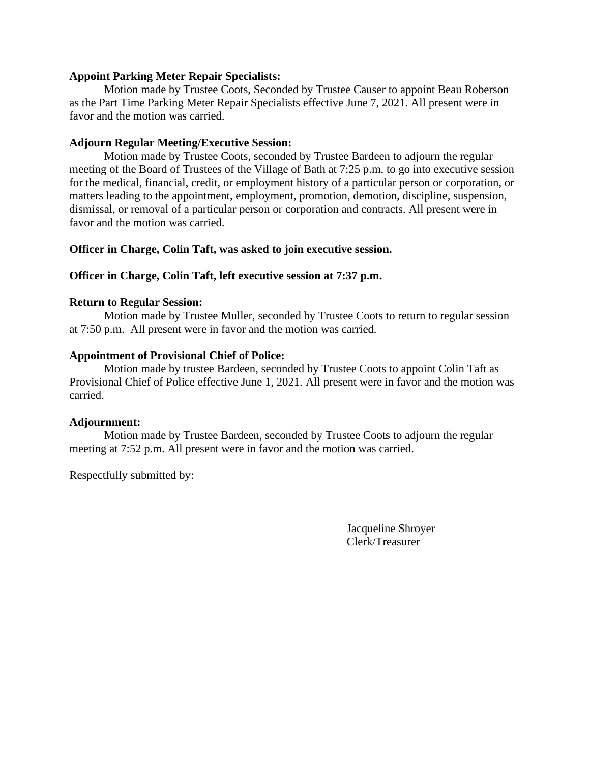**Appoint Parking Meter Repair Specialists:**

Motion made by Trustee Coots, Seconded by Trustee Causer to appoint Beau Roberson as the Part Time Parking Meter Repair Specialists effective June 7, 2021. All present were in favor and the motion was carried.

**Adjourn Regular Meeting/Executive Session:**

Motion made by Trustee Coots, seconded by Trustee Bardeen to adjourn the regular meeting of the Board of Trustees of the Village of Bath at 7:25 p.m. to go into executive session for the medical, financial, credit, or employment history of a particular person or corporation, or matters leading to the appointment, employment, promotion, demotion, discipline, suspension, dismissal, or removal of a particular person or corporation and contracts. All present were in favor and the motion was carried.

**Officer in Charge, Colin Taft, was asked to join executive session.**

**Officer in Charge, Colin Taft, left executive session at 7:37 p.m.**

**Return to Regular Session:**

Motion made by Trustee Muller, seconded by Trustee Coots to return to regular session at 7:50 p.m. All present were in favor and the motion was carried.

**Appointment of Provisional Chief of Police:**

Motion made by trustee Bardeen, seconded by Trustee Coots to appoint Colin Taft as Provisional Chief of Police effective June 1, 2021. All present were in favor and the motion was carried.

**Adjournment:**

Motion made by Trustee Bardeen, seconded by Trustee Coots to adjourn the regular meeting at 7:52 p.m. All present were in favor and the motion was carried.

Respectfully submitted by:

Jacqueline Shroyer
Clerk/Treasurer